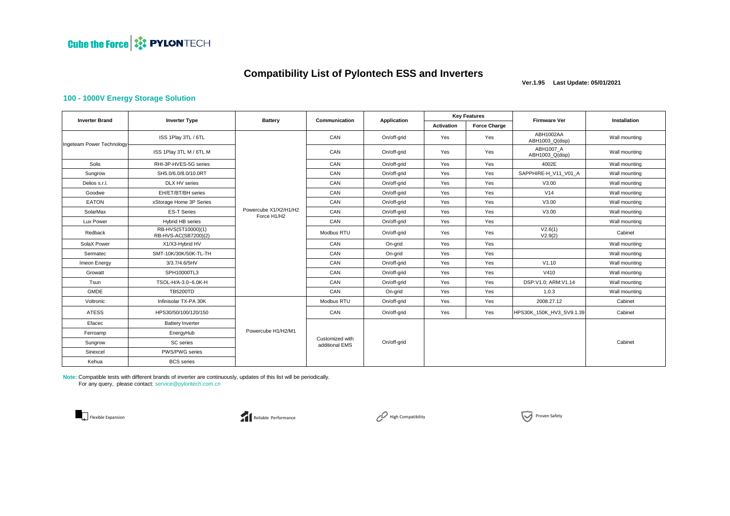Cube the Force | PYLONTECH

# Compatibility List of Pylontech ESS and Inverters

**Ver.1.95 Last Update: 05/01/2021**

## 100 - 1000V Energy Storage Solution

| Inverter Brand | Inverter Type | Battery | Communication | Application | Key Features | | Firmware Ver | Installation |
|---|---|---|---|---|---|---|---|---|
| | | | | | Activation | Force Charge | | |
| Ingeteam Power Technology | ISS 1Play 3TL / 6TL | Powercube X1/X2/H1/H2 Force H1/H2 | CAN | On/off-grid | Yes | Yes | ABH1002AA ABH1003_Q(disp) | Wall mounting |
| | ISS 1Play 3TL M / 6TL M | | CAN | On/off-grid | Yes | Yes | ABH1007_A ABH1003_Q(disp) | Wall mounting |
| Solis | RHI-3P-HVES-5G series | | CAN | On/off-grid | Yes | Yes | 4002E | Wall mounting |
| Sungrow | SH5.0/6.0/8.0/10.0RT | | CAN | On/off-grid | Yes | Yes | SAPPHIRE-H_V11_V01_A | Wall mounting |
| Delios s.r.l. | DLX HV series | | CAN | On/off-grid | Yes | Yes | V3.00 | Wall mounting |
| Goodwe | EH/ET/BT/BH series | | CAN | On/off-grid | Yes | Yes | V14 | Wall mounting |
| EATON | xStorage Home 3P Series | | CAN | On/off-grid | Yes | Yes | V3.00 | Wall mounting |
| SolarMax | ES-T Series | | CAN | On/off-grid | Yes | Yes | V3.00 | Wall mounting |
| Lux Power | Hybrid HB series | | CAN | On/off-grid | Yes | Yes | | Wall mounting |
| Redback | RB-HVS(ST10000)(1) RB-HVS-AC(SB7200)(2) | | Modbus RTU | On/off-grid | Yes | Yes | V2.6(1) V2.9(2) | Cabinet |
| SolaX Power | X1/X3-Hybrid HV | | CAN | On-grid | Yes | Yes | | Wall mounting |
| Sermatec | SMT-10K/30K/50K-TL-TH | | CAN | On-grid | Yes | Yes | | Wall mounting |
| Imeon Energy | 3/3.7/4.6/5HV | | CAN | On/off-grid | Yes | Yes | V1.10 | Wall mounting |
| Growatt | SPH10000TL3 | | CAN | On/off-grid | Yes | Yes | V410 | Wall mounting |
| Tsun | TSOL-H/A-3.0~6.0K-H | | CAN | On/off-grid | Yes | Yes | DSP:V1.0; ARM:V1.14 | Wall mounting |
| GMDE | TB5200TD | | CAN | On-grid | Yes | Yes | 1.0.3 | Wall mounting |
| Voltronic | Infinisolar TX-PA 30K | Powercube H1/H2/M1 | Modbus RTU | On/off-grid | Yes | Yes | 2008.27.12 | Cabinet |
| ATESS | HPS30/50/100/120/150 | | CAN | On/off-grid | Yes | Yes | HPS30K_150K_HV3_SV9.1.39 | Cabinet |
| Efacec | Battery Inverter | | Customized with additional EMS | On/off-grid | | | | Cabinet |
| Ferroamp | EnergyHub | | | | | | | |
| Sungrow | SC series | | | | | | | |
| Sinexcel | PWS/PWG series | | | | | | | |
| Kehua | BCS series | | | | | | | |

**Note:** Compatible tests with different brands of inverter are continuously, updates of this list will be periodically.
For any query, please contact: service@pylontech.com.cn

Flexible Expansion | Reliable Performance | High Compatibility | Proven Safety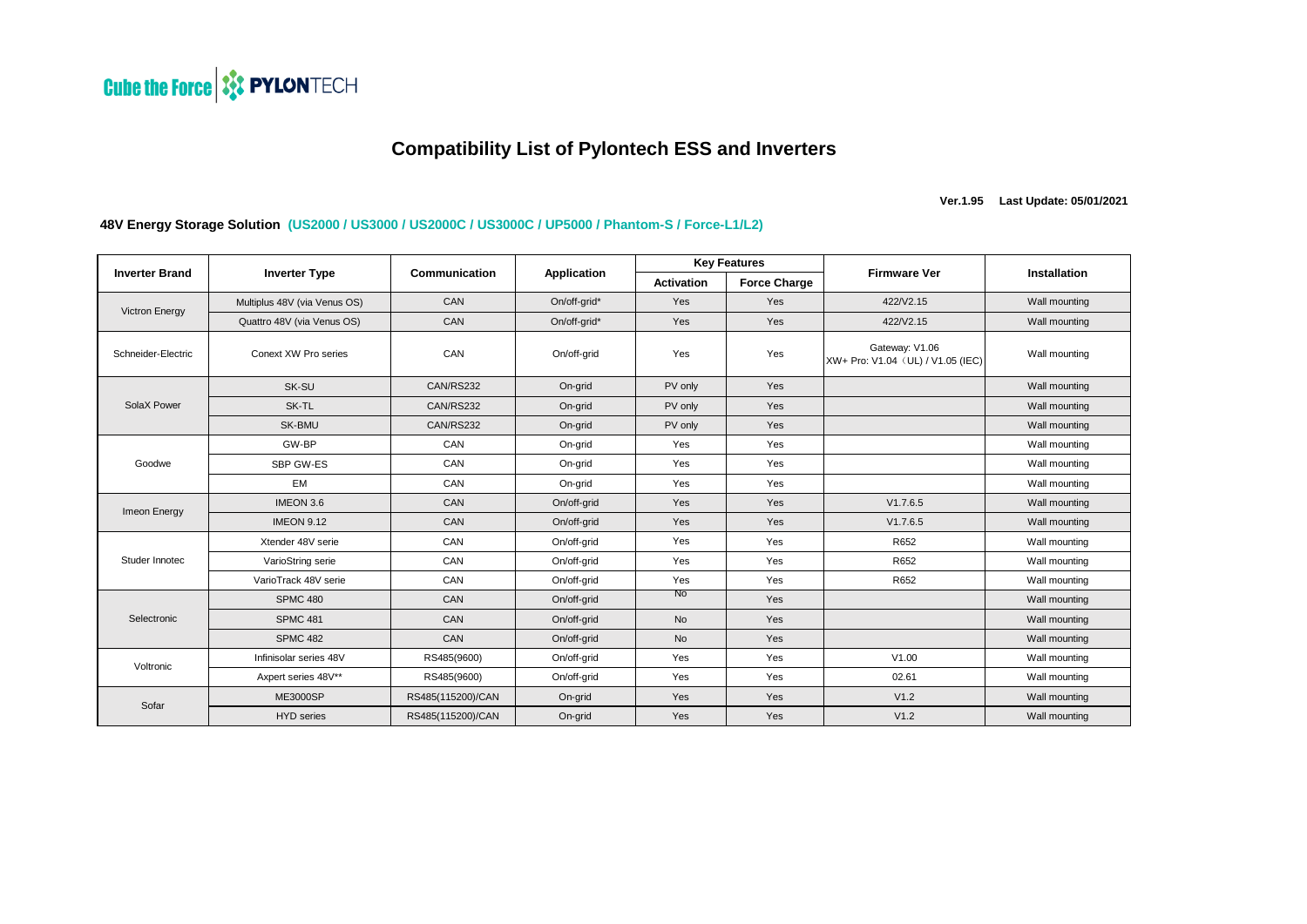Cube the Force | PYLONTECH

# Compatibility List of Pylontech ESS and Inverters

**Ver.1.95 Last Update: 05/01/2021**

## 48V Energy Storage Solution (US2000 / US3000 / US2000C / US3000C / UP5000 / Phantom-S / Force-L1/L2)

| Inverter Brand | Inverter Type | Communication | Application | Key Features | | Firmware Ver | Installation |
|---|---|---|---|---|---|---|---|
| | | | | Activation | Force Charge | | |
| Victron Energy | Multiplus 48V (via Venus OS) | CAN | On/off-grid* | Yes | Yes | 422/V2.15 | Wall mounting |
| | Quattro 48V (via Venus OS) | CAN | On/off-grid* | Yes | Yes | 422/V2.15 | Wall mounting |
| Schneider-Electric | Conext XW Pro series | CAN | On/off-grid | Yes | Yes | Gateway: V1.06 XW+ Pro: V1.04（UL) / V1.05 (IEC) | Wall mounting |
| SolaX Power | SK-SU | CAN/RS232 | On-grid | PV only | Yes | | Wall mounting |
| | SK-TL | CAN/RS232 | On-grid | PV only | Yes | | Wall mounting |
| | SK-BMU | CAN/RS232 | On-grid | PV only | Yes | | Wall mounting |
| Goodwe | GW-BP | CAN | On-grid | Yes | Yes | | Wall mounting |
| | SBP GW-ES | CAN | On-grid | Yes | Yes | | Wall mounting |
| | EM | CAN | On-grid | Yes | Yes | | Wall mounting |
| Imeon Energy | IMEON 3.6 | CAN | On/off-grid | Yes | Yes | V1.7.6.5 | Wall mounting |
| | IMEON 9.12 | CAN | On/off-grid | Yes | Yes | V1.7.6.5 | Wall mounting |
| Studer Innotec | Xtender 48V serie | CAN | On/off-grid | Yes | Yes | R652 | Wall mounting |
| | VarioString serie | CAN | On/off-grid | Yes | Yes | R652 | Wall mounting |
| | VarioTrack 48V serie | CAN | On/off-grid | Yes | Yes | R652 | Wall mounting |
| Selectronic | SPMC 480 | CAN | On/off-grid | No | Yes | | Wall mounting |
| | SPMC 481 | CAN | On/off-grid | No | Yes | | Wall mounting |
| | SPMC 482 | CAN | On/off-grid | No | Yes | | Wall mounting |
| Voltronic | Infinisolar series 48V | RS485(9600) | On/off-grid | Yes | Yes | V1.00 | Wall mounting |
| | Axpert series 48V** | RS485(9600) | On/off-grid | Yes | Yes | 02.61 | Wall mounting |
| Sofar | ME3000SP | RS485(115200)/CAN | On-grid | Yes | Yes | V1.2 | Wall mounting |
| | HYD series | RS485(115200)/CAN | On-grid | Yes | Yes | V1.2 | Wall mounting |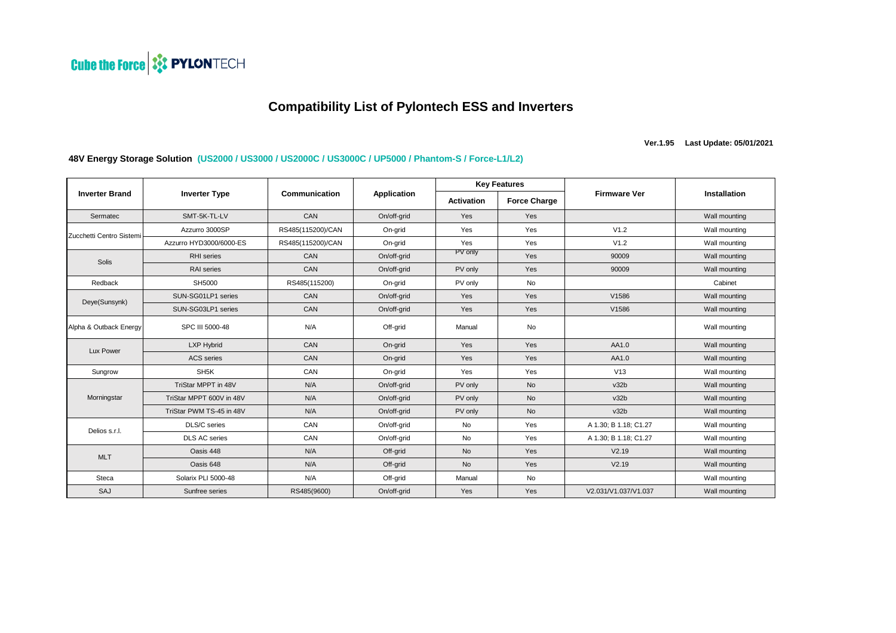Cube the Force | PYLONTECH

# Compatibility List of Pylontech ESS and Inverters

**Ver.1.95 Last Update: 05/01/2021**

## 48V Energy Storage Solution (US2000 / US3000 / US2000C / US3000C / UP5000 / Phantom-S / Force-L1/L2)

| Inverter Brand | Inverter Type | Communication | Application | Key Features | | Firmware Ver | Installation |
|---|---|---|---|---|---|---|---|
| | | | | Activation | Force Charge | | |
| Sermatec | SMT-5K-TL-LV | CAN | On/off-grid | Yes | Yes | | Wall mounting |
| Zucchetti Centro Sistemi | Azzurro 3000SP | RS485(115200)/CAN | On-grid | Yes | Yes | V1.2 | Wall mounting |
| | Azzurro HYD3000/6000-ES | RS485(115200)/CAN | On-grid | Yes | Yes | V1.2 | Wall mounting |
| Solis | RHI series | CAN | On/off-grid | PV only | Yes | 90009 | Wall mounting |
| | RAI series | CAN | On/off-grid | PV only | Yes | 90009 | Wall mounting |
| Redback | SH5000 | RS485(115200) | On-grid | PV only | No | | Cabinet |
| Deye(Sunsynk) | SUN-SG01LP1 series | CAN | On/off-grid | Yes | Yes | V1586 | Wall mounting |
| | SUN-SG03LP1 series | CAN | On/off-grid | Yes | Yes | V1586 | Wall mounting |
| Alpha & Outback Energy | SPC III 5000-48 | N/A | Off-grid | Manual | No | | Wall mounting |
| Lux Power | LXP Hybrid | CAN | On-grid | Yes | Yes | AA1.0 | Wall mounting |
| | ACS series | CAN | On-grid | Yes | Yes | AA1.0 | Wall mounting |
| Sungrow | SH5K | CAN | On-grid | Yes | Yes | V13 | Wall mounting |
| Morningstar | TriStar MPPT in 48V | N/A | On/off-grid | PV only | No | v32b | Wall mounting |
| | TriStar MPPT 600V in 48V | N/A | On/off-grid | PV only | No | v32b | Wall mounting |
| | TriStar PWM TS-45 in 48V | N/A | On/off-grid | PV only | No | v32b | Wall mounting |
| Delios s.r.l. | DLS/C series | CAN | On/off-grid | No | Yes | A 1.30; B 1.18; C1.27 | Wall mounting |
| | DLS AC series | CAN | On/off-grid | No | Yes | A 1.30; B 1.18; C1.27 | Wall mounting |
| MLT | Oasis 448 | N/A | Off-grid | No | Yes | V2.19 | Wall mounting |
| | Oasis 648 | N/A | Off-grid | No | Yes | V2.19 | Wall mounting |
| Steca | Solarix PLI 5000-48 | N/A | Off-grid | Manual | No | | Wall mounting |
| SAJ | Sunfree series | RS485(9600) | On/off-grid | Yes | Yes | V2.031/V1.037/V1.037 | Wall mounting |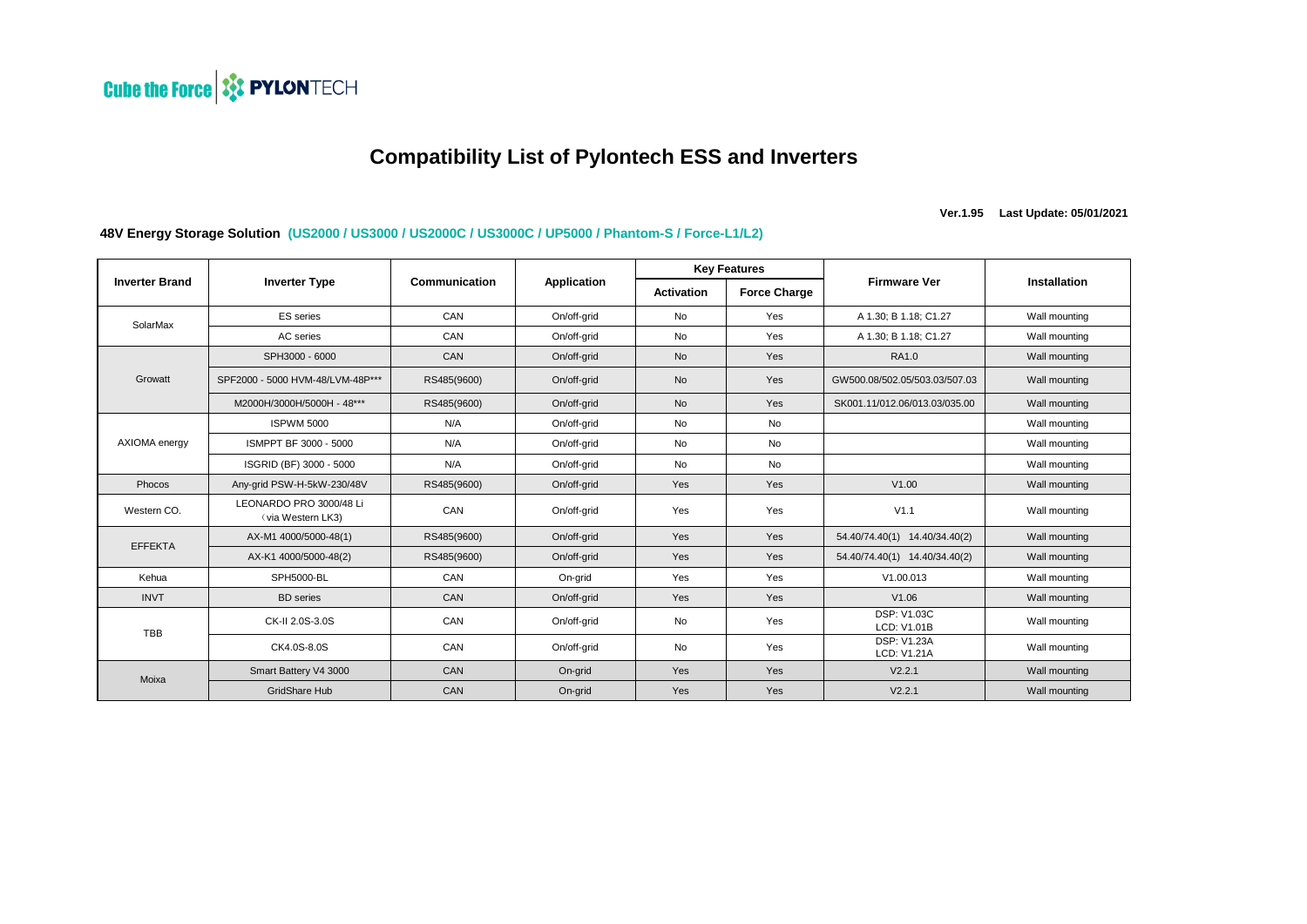Cube the Force | PYLONTECH

# Compatibility List of Pylontech ESS and Inverters

**Ver.1.95 Last Update: 05/01/2021**

**48V Energy Storage Solution (US2000 / US3000 / US2000C / US3000C / UP5000 / Phantom-S / Force-L1/L2)**

| Inverter Brand | Inverter Type | Communication | Application | Key Features | | Firmware Ver | Installation |
|---|---|---|---|---|---|---|---|
| | | | | Activation | Force Charge | | |
| SolarMax | ES series | CAN | On/off-grid | No | Yes | A 1.30; B 1.18; C1.27 | Wall mounting |
| | AC series | CAN | On/off-grid | No | Yes | A 1.30; B 1.18; C1.27 | Wall mounting |
| Growatt | SPH3000 - 6000 | CAN | On/off-grid | No | Yes | RA1.0 | Wall mounting |
| | SPF2000 - 5000 HVM-48/LVM-48P*** | RS485(9600) | On/off-grid | No | Yes | GW500.08/502.05/503.03/507.03 | Wall mounting |
| | M2000H/3000H/5000H - 48*** | RS485(9600) | On/off-grid | No | Yes | SK001.11/012.06/013.03/035.00 | Wall mounting |
| AXIOMA energy | ISPWM 5000 | N/A | On/off-grid | No | No | | Wall mounting |
| | ISMPPT BF 3000 - 5000 | N/A | On/off-grid | No | No | | Wall mounting |
| | ISGRID (BF) 3000 - 5000 | N/A | On/off-grid | No | No | | Wall mounting |
| Phocos | Any-grid PSW-H-5kW-230/48V | RS485(9600) | On/off-grid | Yes | Yes | V1.00 | Wall mounting |
| Western CO. | LEONARDO PRO 3000/48 Li (via Western LK3) | CAN | On/off-grid | Yes | Yes | V1.1 | Wall mounting |
| EFFEKTA | AX-M1 4000/5000-48(1) | RS485(9600) | On/off-grid | Yes | Yes | 54.40/74.40(1) 14.40/34.40(2) | Wall mounting |
| | AX-K1 4000/5000-48(2) | RS485(9600) | On/off-grid | Yes | Yes | 54.40/74.40(1) 14.40/34.40(2) | Wall mounting |
| Kehua | SPH5000-BL | CAN | On-grid | Yes | Yes | V1.00.013 | Wall mounting |
| INVT | BD series | CAN | On/off-grid | Yes | Yes | V1.06 | Wall mounting |
| TBB | CK-II 2.0S-3.0S | CAN | On/off-grid | No | Yes | DSP: V1.03C LCD: V1.01B | Wall mounting |
| | CK4.0S-8.0S | CAN | On/off-grid | No | Yes | DSP: V1.23A LCD: V1.21A | Wall mounting |
| Moixa | Smart Battery V4 3000 | CAN | On-grid | Yes | Yes | V2.2.1 | Wall mounting |
| | GridShare Hub | CAN | On-grid | Yes | Yes | V2.2.1 | Wall mounting |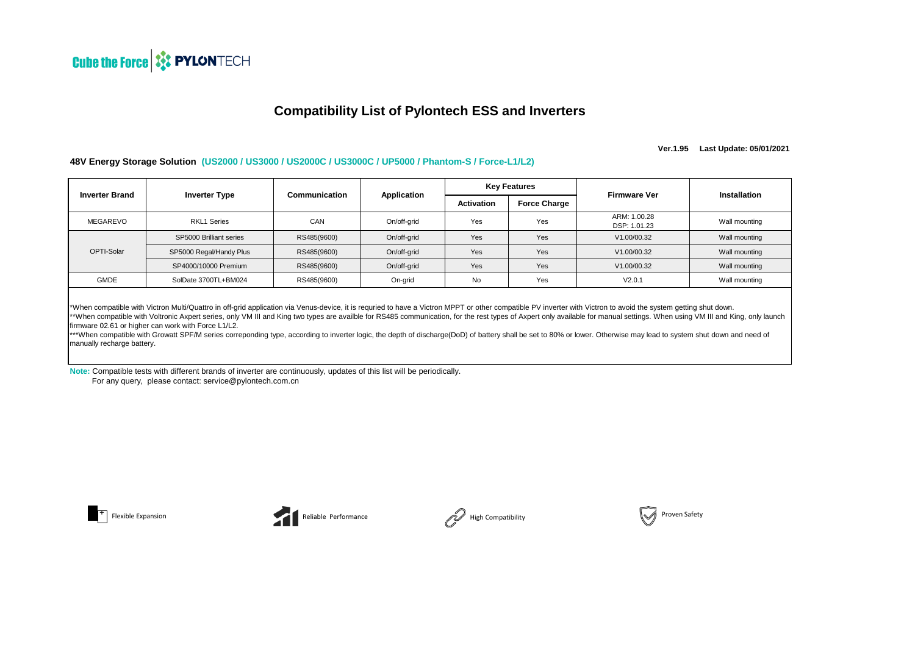Cube the Force | PYLONTECH

# Compatibility List of Pylontech ESS and Inverters

**Ver.1.95 Last Update: 05/01/2021**

### 48V Energy Storage Solution (US2000 / US3000 / US2000C / US3000C / UP5000 / Phantom-S / Force-L1/L2)

| Inverter Brand | Inverter Type | Communication | Application | Key Features | | Firmware Ver | Installation |
|---|---|---|---|---|---|---|---|
| | | | | Activation | Force Charge | | |
| MEGAREVO | RKL1 Series | CAN | On/off-grid | Yes | Yes | ARM: 1.00.28 DSP: 1.01.23 | Wall mounting |
| OPTI-Solar | SP5000 Brilliant series | RS485(9600) | On/off-grid | Yes | Yes | V1.00/00.32 | Wall mounting |
| | SP5000 Regal/Handy Plus | RS485(9600) | On/off-grid | Yes | Yes | V1.00/00.32 | Wall mounting |
| | SP4000/10000 Premium | RS485(9600) | On/off-grid | Yes | Yes | V1.00/00.32 | Wall mounting |
| GMDE | SolDate 3700TL+BM024 | RS485(9600) | On-grid | No | Yes | V2.0.1 | Wall mounting |

*When compatible with Victron Multi/Quattro in off-grid application via Venus-device, it is requried to have a Victron MPPT or other compatible PV inverter with Victron to avoid the system getting shut down.
**When compatible with Voltronic Axpert series, only VM III and King two types are availble for RS485 communication, for the rest types of Axpert only available for manual settings. When using VM III and King, only launch firmware 02.61 or higher can work with Force L1/L2.
***When compatible with Growatt SPF/M series correponding type, according to inverter logic, the depth of discharge(DoD) of battery shall be set to 80% or lower. Otherwise may lead to system shut down and need of manually recharge battery.

**Note:** Compatible tests with different brands of inverter are continuously, updates of this list will be periodically.
For any query, please contact: service@pylontech.com.cn

Flexible Expansion Reliable Performance High Compatibility Proven Safety